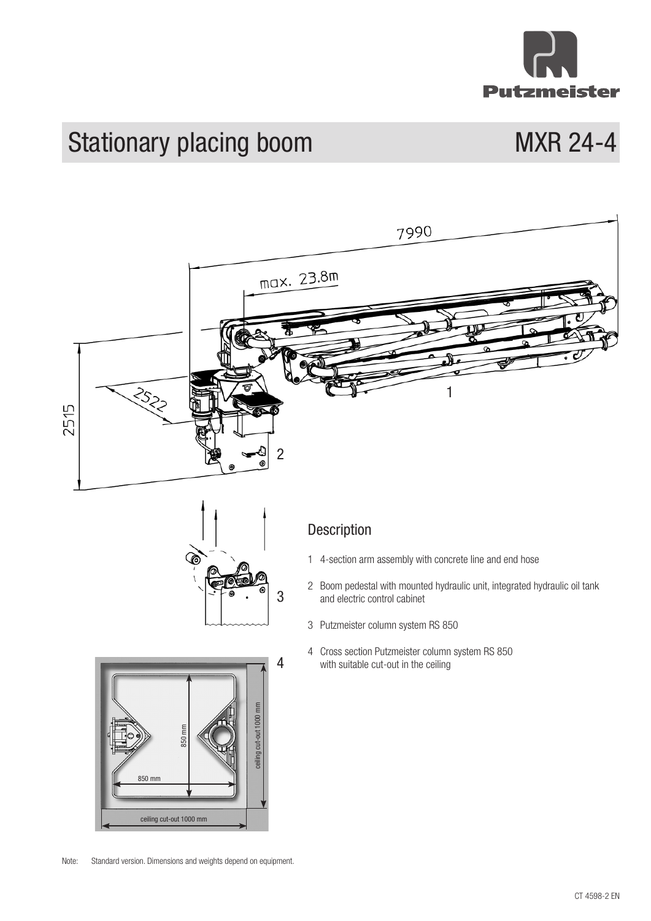# Stationary placing boom MXR 24-4

7990

max. 23.8m

2522

2515

1

2

3

4

850 mm

850 mm

ceiling cut-out 1000 mm

ceiling cut-out 1000 mm

## Description

1 4-section arm assembly with concrete line and end hose

2 Boom pedestal with mounted hydraulic unit, integrated hydraulic oil tank and electric control cabinet

3 Putzmeister column system RS 850

4 Cross section Putzmeister column system RS 850 with suitable cut-out in the ceiling

Note: Standard version. Dimensions and weights depend on equipment.

CT 4598-2 EN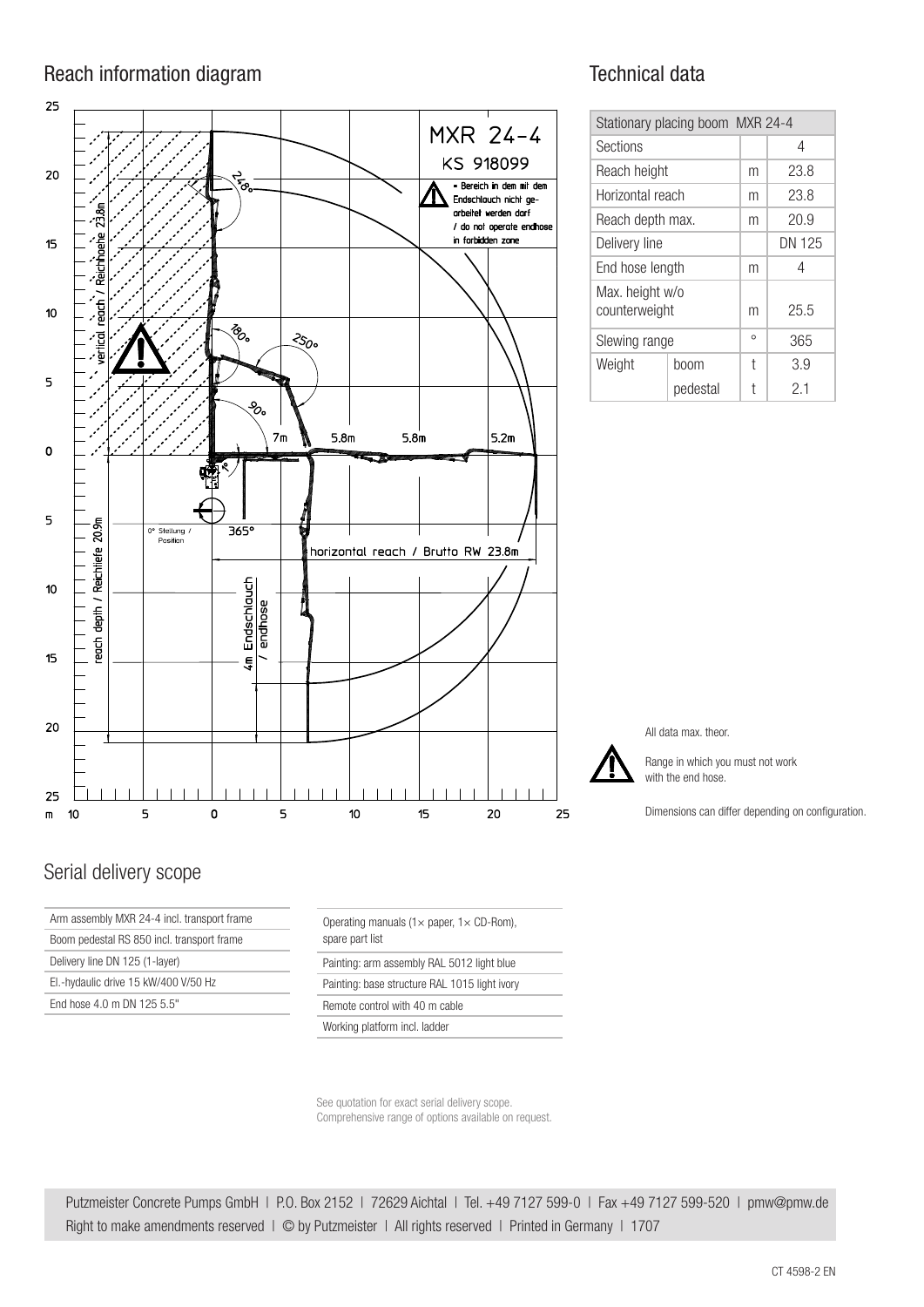## Reach information diagram

MXR 24-4

KS 918099

= Bereich in dem mit dem Endschlauch nicht gearbeitet werden darf / do not operate endhose in forbidden zone

vertical reach / Reichhoehe 23.8m

reach depth / Reichtiefe 20.9m

248°

180°

250°

90°

7m

5.8m

5.8m

5.2m

0° Stellung / Position

365°

horizontal reach / Brutto RW 23.8m

4m Endschlauch / endhose

25

20

15

10

5

0

5

10

15

20

25

m 10

5

0

5

10

15

20

25

## Technical data

| Stationary placing boom MXR 24-4 | | | |
|---|---|---|---|
| Sections | | | 4 |
| Reach height | | m | 23.8 |
| Horizontal reach | | m | 23.8 |
| Reach depth max. | | m | 20.9 |
| Delivery line | | | DN 125 |
| End hose length | | m | 4 |
| Max. height w/o counterweight | | m | 25.5 |
| Slewing range | | ° | 365 |
| Weight | boom | t | 3.9 |
| | pedestal | t | 2.1 |

All data max. theor.

Range in which you must not work with the end hose.

Dimensions can differ depending on configuration.

## Serial delivery scope

- Arm assembly MXR 24-4 incl. transport frame
- Boom pedestal RS 850 incl. transport frame
- Delivery line DN 125 (1-layer)
- El.-hydaulic drive 15 kW/400 V/50 Hz
- End hose 4.0 m DN 125 5.5"
- Operating manuals (1× paper, 1× CD-Rom), spare part list
- Painting: arm assembly RAL 5012 light blue
- Painting: base structure RAL 1015 light ivory
- Remote control with 40 m cable
- Working platform incl. ladder

See quotation for exact serial delivery scope.
Comprehensive range of options available on request.

Putzmeister Concrete Pumps GmbH | P.O. Box 2152 | 72629 Aichtal | Tel. +49 7127 599-0 | Fax +49 7127 599-520 | pmw@pmw.de
Right to make amendments reserved | © by Putzmeister | All rights reserved | Printed in Germany | 1707

CT 4598-2 EN